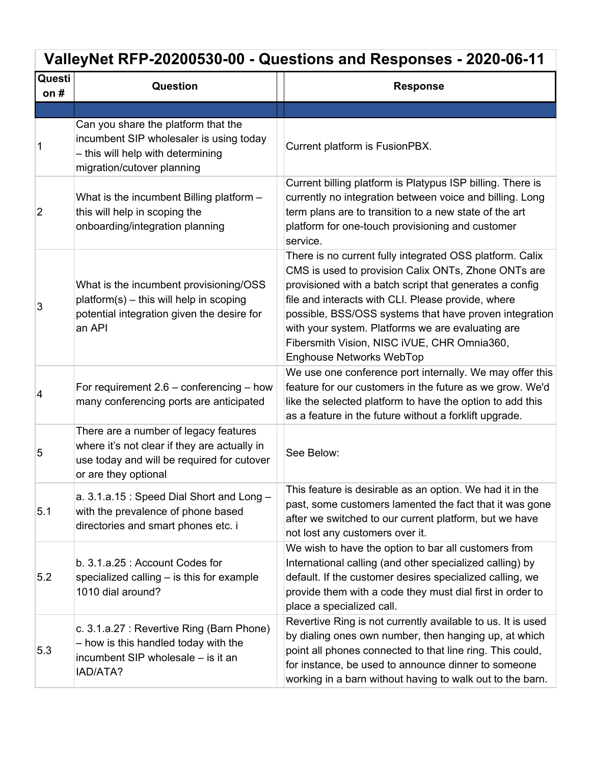# ValleyNet RFP-20200530-00 - Questions and Responses - 2020-06-11

| Question # | Question | | Response |
|---|---|---|---|
| | | | |
| 1 | Can you share the platform that the incumbent SIP wholesaler is using today – this will help with determining migration/cutover planning | | Current platform is FusionPBX. |
| 2 | What is the incumbent Billing platform – this will help in scoping the onboarding/integration planning | | Current billing platform is Platypus ISP billing. There is currently no integration between voice and billing. Long term plans are to transition to a new state of the art platform for one-touch provisioning and customer service. |
| 3 | What is the incumbent provisioning/OSS platform(s) – this will help in scoping potential integration given the desire for an API | | There is no current fully integrated OSS platform. Calix CMS is used to provision Calix ONTs, Zhone ONTs are provisioned with a batch script that generates a config file and interacts with CLI. Please provide, where possible, BSS/OSS systems that have proven integration with your system. Platforms we are evaluating are Fibersmith Vision, NISC iVUE, CHR Omnia360, Enghouse Networks WebTop |
| 4 | For requirement 2.6 – conferencing – how many conferencing ports are anticipated | | We use one conference port internally. We may offer this feature for our customers in the future as we grow. We'd like the selected platform to have the option to add this as a feature in the future without a forklift upgrade. |
| 5 | There are a number of legacy features where it's not clear if they are actually in use today and will be required for cutover or are they optional | | See Below: |
| 5.1 | a. 3.1.a.15 : Speed Dial Short and Long – with the prevalence of phone based directories and smart phones etc. i | | This feature is desirable as an option. We had it in the past, some customers lamented the fact that it was gone after we switched to our current platform, but we have not lost any customers over it. |
| 5.2 | b. 3.1.a.25 : Account Codes for specialized calling – is this for example 1010 dial around? | | We wish to have the option to bar all customers from International calling (and other specialized calling) by default. If the customer desires specialized calling, we provide them with a code they must dial first in order to place a specialized call. |
| 5.3 | c. 3.1.a.27 : Revertive Ring (Barn Phone) – how is this handled today with the incumbent SIP wholesale – is it an IAD/ATA? | | Revertive Ring is not currently available to us. It is used by dialing ones own number, then hanging up, at which point all phones connected to that line ring. This could, for instance, be used to announce dinner to someone working in a barn without having to walk out to the barn. |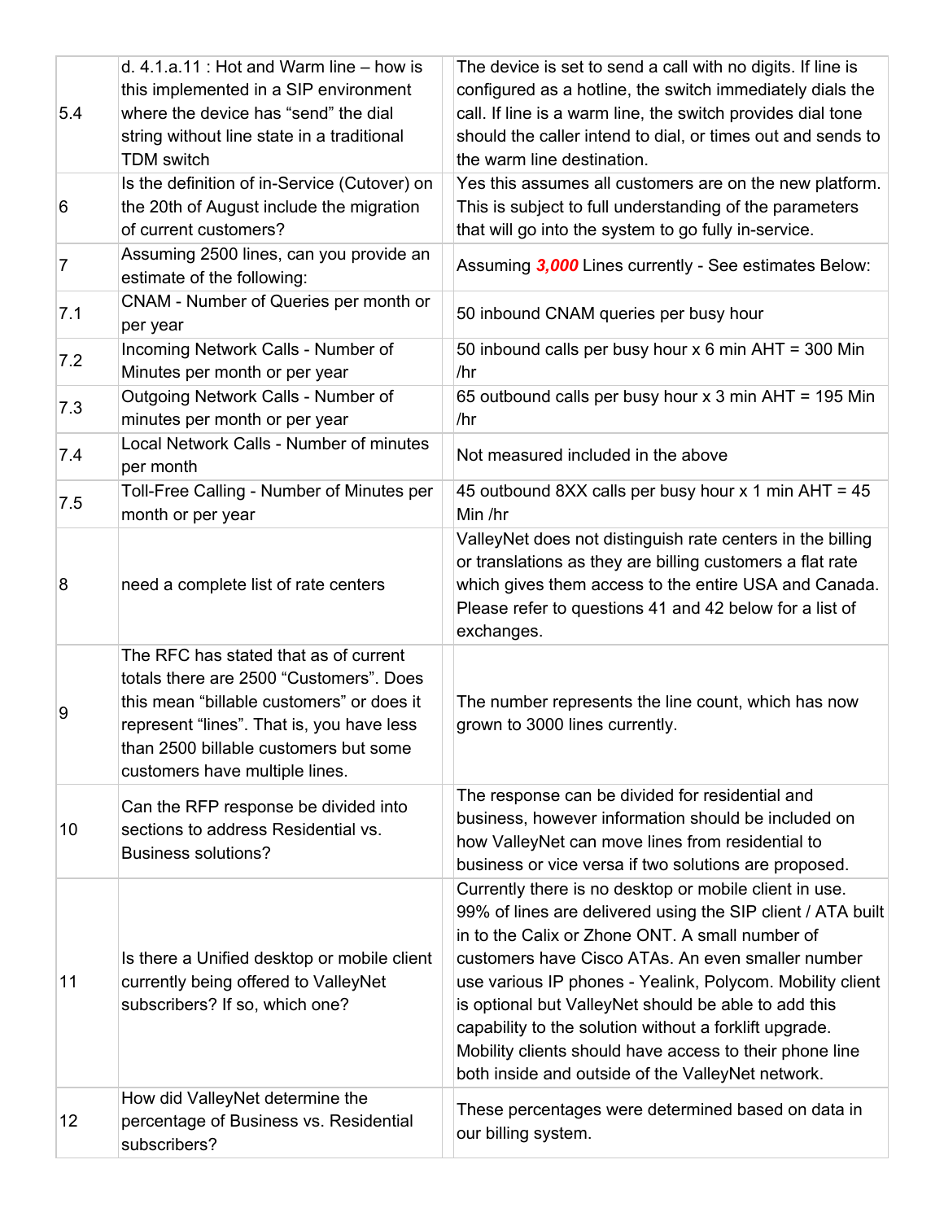| | | | |
|---|---|---|---|
| 5.4 | d. 4.1.a.11 : Hot and Warm line – how is this implemented in a SIP environment where the device has "send" the dial string without line state in a traditional TDM switch | | The device is set to send a call with no digits. If line is configured as a hotline, the switch immediately dials the call. If line is a warm line, the switch provides dial tone should the caller intend to dial, or times out and sends to the warm line destination. |
| 6 | Is the definition of in-Service (Cutover) on the 20th of August include the migration of current customers? | | Yes this assumes all customers are on the new platform. This is subject to full understanding of the parameters that will go into the system to go fully in-service. |
| 7 | Assuming 2500 lines, can you provide an estimate of the following: | | Assuming ***3,000*** Lines currently - See estimates Below: |
| 7.1 | CNAM - Number of Queries per month or per year | | 50 inbound CNAM queries per busy hour |
| 7.2 | Incoming Network Calls - Number of Minutes per month or per year | | 50 inbound calls per busy hour x 6 min AHT = 300 Min /hr |
| 7.3 | Outgoing Network Calls - Number of minutes per month or per year | | 65 outbound calls per busy hour x 3 min AHT = 195 Min /hr |
| 7.4 | Local Network Calls - Number of minutes per month | | Not measured included in the above |
| 7.5 | Toll-Free Calling - Number of Minutes per month or per year | | 45 outbound 8XX calls per busy hour x 1 min AHT = 45 Min /hr |
| 8 | need a complete list of rate centers | | ValleyNet does not distinguish rate centers in the billing or translations as they are billing customers a flat rate which gives them access to the entire USA and Canada. Please refer to questions 41 and 42 below for a list of exchanges. |
| 9 | The RFC has stated that as of current totals there are 2500 "Customers". Does this mean "billable customers" or does it represent "lines". That is, you have less than 2500 billable customers but some customers have multiple lines. | | The number represents the line count, which has now grown to 3000 lines currently. |
| 10 | Can the RFP response be divided into sections to address Residential vs. Business solutions? | | The response can be divided for residential and business, however information should be included on how ValleyNet can move lines from residential to business or vice versa if two solutions are proposed. |
| 11 | Is there a Unified desktop or mobile client currently being offered to ValleyNet subscribers? If so, which one? | | Currently there is no desktop or mobile client in use. 99% of lines are delivered using the SIP client / ATA built in to the Calix or Zhone ONT. A small number of customers have Cisco ATAs. An even smaller number use various IP phones - Yealink, Polycom. Mobility client is optional but ValleyNet should be able to add this capability to the solution without a forklift upgrade. Mobility clients should have access to their phone line both inside and outside of the ValleyNet network. |
| 12 | How did ValleyNet determine the percentage of Business vs. Residential subscribers? | | These percentages were determined based on data in our billing system. |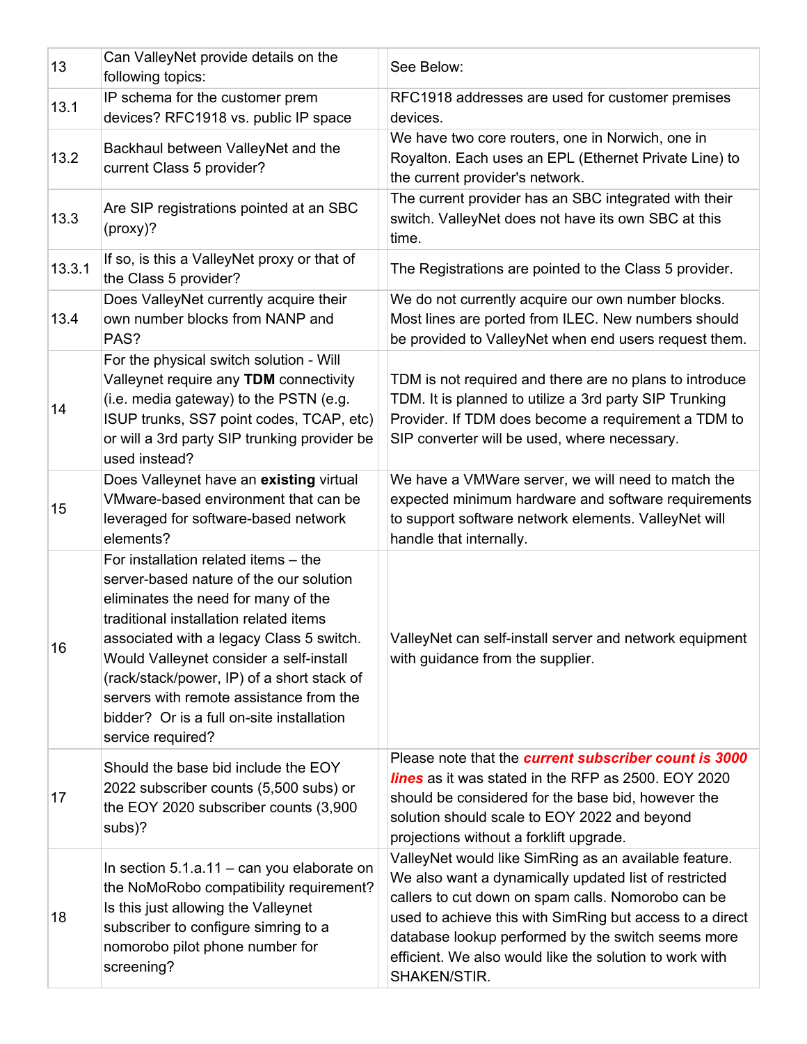| | | | |
|---|---|---|---|
| 13 | Can ValleyNet provide details on the following topics: | | See Below: |
| 13.1 | IP schema for the customer prem devices? RFC1918 vs. public IP space | | RFC1918 addresses are used for customer premises devices. |
| 13.2 | Backhaul between ValleyNet and the current Class 5 provider? | | We have two core routers, one in Norwich, one in Royalton. Each uses an EPL (Ethernet Private Line) to the current provider's network. |
| 13.3 | Are SIP registrations pointed at an SBC (proxy)? | | The current provider has an SBC integrated with their switch. ValleyNet does not have its own SBC at this time. |
| 13.3.1 | If so, is this a ValleyNet proxy or that of the Class 5 provider? | | The Registrations are pointed to the Class 5 provider. |
| 13.4 | Does ValleyNet currently acquire their own number blocks from NANP and PAS? | | We do not currently acquire our own number blocks. Most lines are ported from ILEC. New numbers should be provided to ValleyNet when end users request them. |
| 14 | For the physical switch solution - Will Valleynet require any **TDM** connectivity (i.e. media gateway) to the PSTN (e.g. ISUP trunks, SS7 point codes, TCAP, etc) or will a 3rd party SIP trunking provider be used instead? | | TDM is not required and there are no plans to introduce TDM. It is planned to utilize a 3rd party SIP Trunking Provider. If TDM does become a requirement a TDM to SIP converter will be used, where necessary. |
| 15 | Does Valleynet have an **existing** virtual VMware-based environment that can be leveraged for software-based network elements? | | We have a VMWare server, we will need to match the expected minimum hardware and software requirements to support software network elements. ValleyNet will handle that internally. |
| 16 | For installation related items – the server-based nature of the our solution eliminates the need for many of the traditional installation related items associated with a legacy Class 5 switch. Would Valleynet consider a self-install (rack/stack/power, IP) of a short stack of servers with remote assistance from the bidder? Or is a full on-site installation service required? | | ValleyNet can self-install server and network equipment with guidance from the supplier. |
| 17 | Should the base bid include the EOY 2022 subscriber counts (5,500 subs) or the EOY 2020 subscriber counts (3,900 subs)? | | Please note that the ***current subscriber count is 3000 lines*** as it was stated in the RFP as 2500. EOY 2020 should be considered for the base bid, however the solution should scale to EOY 2022 and beyond projections without a forklift upgrade. |
| 18 | In section 5.1.a.11 – can you elaborate on the NoMoRobo compatibility requirement? Is this just allowing the Valleynet subscriber to configure simring to a nomorobo pilot phone number for screening? | | ValleyNet would like SimRing as an available feature. We also want a dynamically updated list of restricted callers to cut down on spam calls. Nomorobo can be used to achieve this with SimRing but access to a direct database lookup performed by the switch seems more efficient. We also would like the solution to work with SHAKEN/STIR. |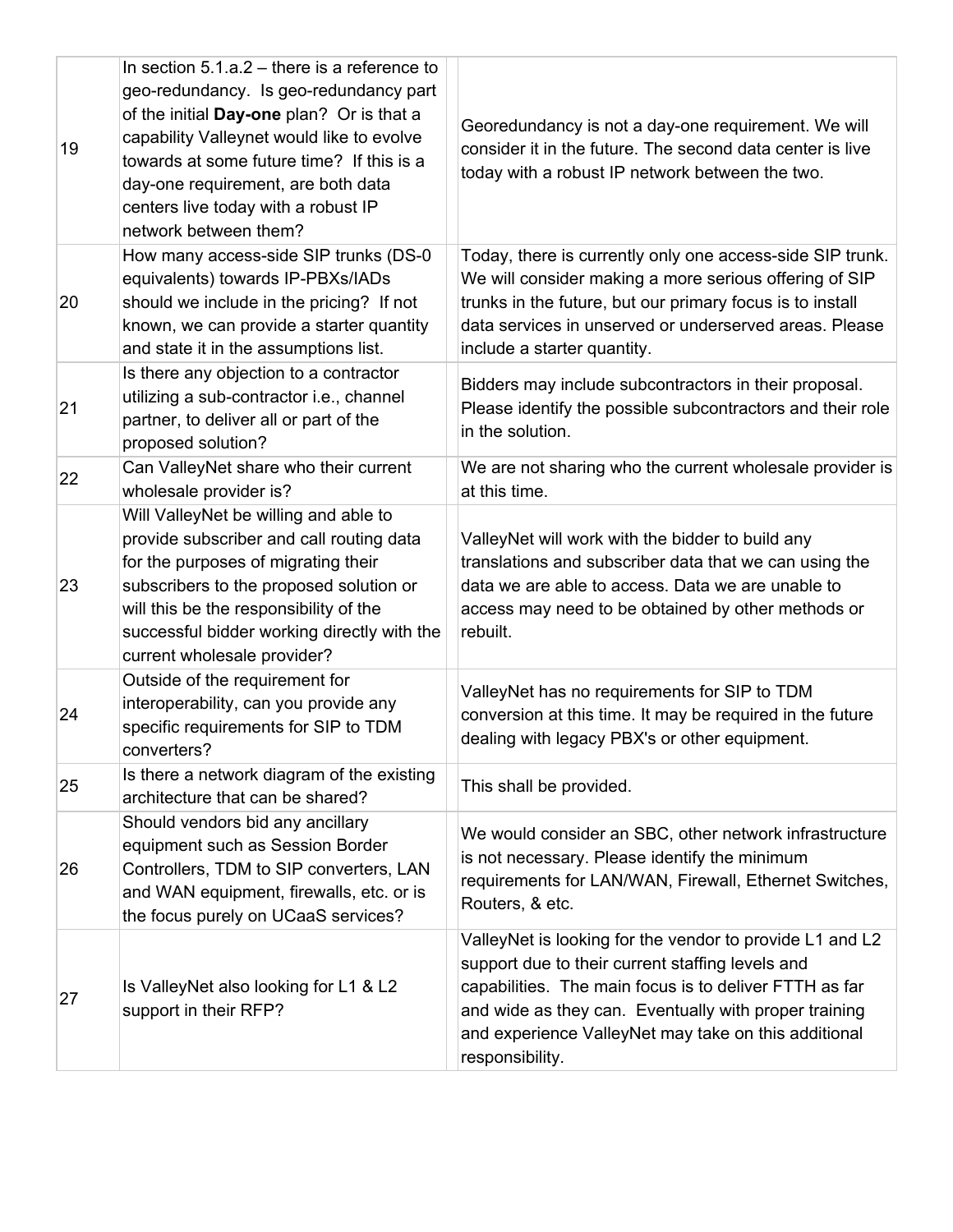| 19 | In section 5.1.a.2 – there is a reference to geo-redundancy. Is geo-redundancy part of the initial **Day-one** plan? Or is that a capability Valleynet would like to evolve towards at some future time? If this is a day-one requirement, are both data centers live today with a robust IP network between them? | Georedundancy is not a day-one requirement. We will consider it in the future. The second data center is live today with a robust IP network between the two. |
|---|---|---|
| 20 | How many access-side SIP trunks (DS-0 equivalents) towards IP-PBXs/IADs should we include in the pricing? If not known, we can provide a starter quantity and state it in the assumptions list. | Today, there is currently only one access-side SIP trunk. We will consider making a more serious offering of SIP trunks in the future, but our primary focus is to install data services in unserved or underserved areas. Please include a starter quantity. |
| 21 | Is there any objection to a contractor utilizing a sub-contractor i.e., channel partner, to deliver all or part of the proposed solution? | Bidders may include subcontractors in their proposal. Please identify the possible subcontractors and their role in the solution. |
| 22 | Can ValleyNet share who their current wholesale provider is? | We are not sharing who the current wholesale provider is at this time. |
| 23 | Will ValleyNet be willing and able to provide subscriber and call routing data for the purposes of migrating their subscribers to the proposed solution or will this be the responsibility of the successful bidder working directly with the current wholesale provider? | ValleyNet will work with the bidder to build any translations and subscriber data that we can using the data we are able to access. Data we are unable to access may need to be obtained by other methods or rebuilt. |
| 24 | Outside of the requirement for interoperability, can you provide any specific requirements for SIP to TDM converters? | ValleyNet has no requirements for SIP to TDM conversion at this time. It may be required in the future dealing with legacy PBX's or other equipment. |
| 25 | Is there a network diagram of the existing architecture that can be shared? | This shall be provided. |
| 26 | Should vendors bid any ancillary equipment such as Session Border Controllers, TDM to SIP converters, LAN and WAN equipment, firewalls, etc. or is the focus purely on UCaaS services? | We would consider an SBC, other network infrastructure is not necessary. Please identify the minimum requirements for LAN/WAN, Firewall, Ethernet Switches, Routers, & etc. |
| 27 | Is ValleyNet also looking for L1 & L2 support in their RFP? | ValleyNet is looking for the vendor to provide L1 and L2 support due to their current staffing levels and capabilities. The main focus is to deliver FTTH as far and wide as they can. Eventually with proper training and experience ValleyNet may take on this additional responsibility. |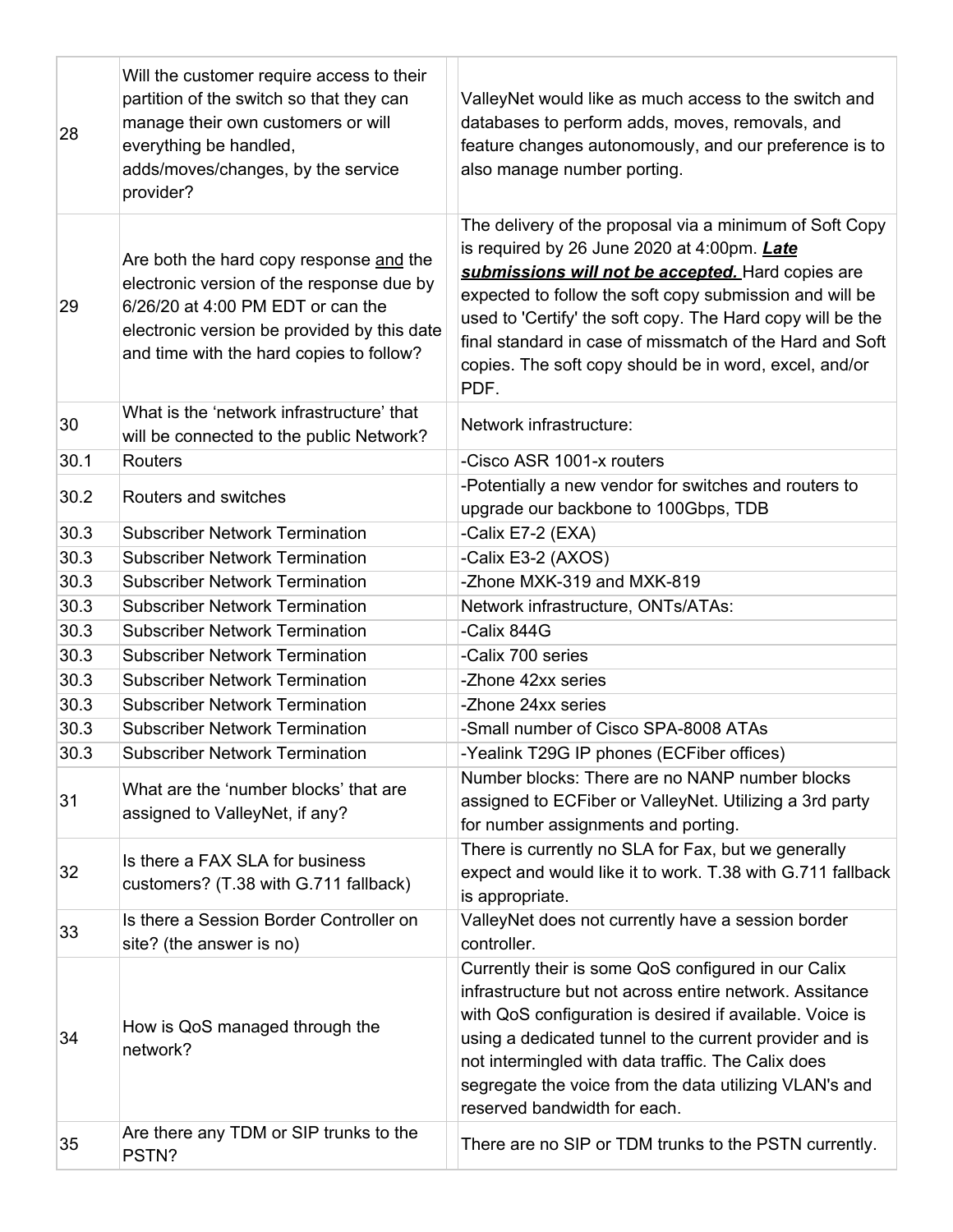| | | | |
|---|---|---|---|
| 28 | Will the customer require access to their partition of the switch so that they can manage their own customers or will everything be handled, adds/moves/changes, by the service provider? | | ValleyNet would like as much access to the switch and databases to perform adds, moves, removals, and feature changes autonomously, and our preference is to also manage number porting. |
| 29 | Are both the hard copy response <u>and</u> the electronic version of the response due by 6/26/20 at 4:00 PM EDT or can the electronic version be provided by this date and time with the hard copies to follow? | | The delivery of the proposal via a minimum of Soft Copy is required by 26 June 2020 at 4:00pm. ***<u>Late submissions will not be accepted.</u>*** Hard copies are expected to follow the soft copy submission and will be used to 'Certify' the soft copy. The Hard copy will be the final standard in case of missmatch of the Hard and Soft copies. The soft copy should be in word, excel, and/or PDF. |
| 30 | What is the 'network infrastructure' that will be connected to the public Network? | | Network infrastructure: |
| 30.1 | Routers | | -Cisco ASR 1001-x routers |
| 30.2 | Routers and switches | | -Potentially a new vendor for switches and routers to upgrade our backbone to 100Gbps, TDB |
| 30.3 | Subscriber Network Termination | | -Calix E7-2 (EXA) |
| 30.3 | Subscriber Network Termination | | -Calix E3-2 (AXOS) |
| 30.3 | Subscriber Network Termination | | -Zhone MXK-319 and MXK-819 |
| 30.3 | Subscriber Network Termination | | Network infrastructure, ONTs/ATAs: |
| 30.3 | Subscriber Network Termination | | -Calix 844G |
| 30.3 | Subscriber Network Termination | | -Calix 700 series |
| 30.3 | Subscriber Network Termination | | -Zhone 42xx series |
| 30.3 | Subscriber Network Termination | | -Zhone 24xx series |
| 30.3 | Subscriber Network Termination | | -Small number of Cisco SPA-8008 ATAs |
| 30.3 | Subscriber Network Termination | | -Yealink T29G IP phones (ECFiber offices) |
| 31 | What are the 'number blocks' that are assigned to ValleyNet, if any? | | Number blocks: There are no NANP number blocks assigned to ECFiber or ValleyNet. Utilizing a 3rd party for number assignments and porting. |
| 32 | Is there a FAX SLA for business customers? (T.38 with G.711 fallback) | | There is currently no SLA for Fax, but we generally expect and would like it to work. T.38 with G.711 fallback is appropriate. |
| 33 | Is there a Session Border Controller on site? (the answer is no) | | ValleyNet does not currently have a session border controller. |
| 34 | How is QoS managed through the network? | | Currently their is some QoS configured in our Calix infrastructure but not across entire network. Assitance with QoS configuration is desired if available. Voice is using a dedicated tunnel to the current provider and is not intermingled with data traffic. The Calix does segregate the voice from the data utilizing VLAN's and reserved bandwidth for each. |
| 35 | Are there any TDM or SIP trunks to the PSTN? | | There are no SIP or TDM trunks to the PSTN currently. |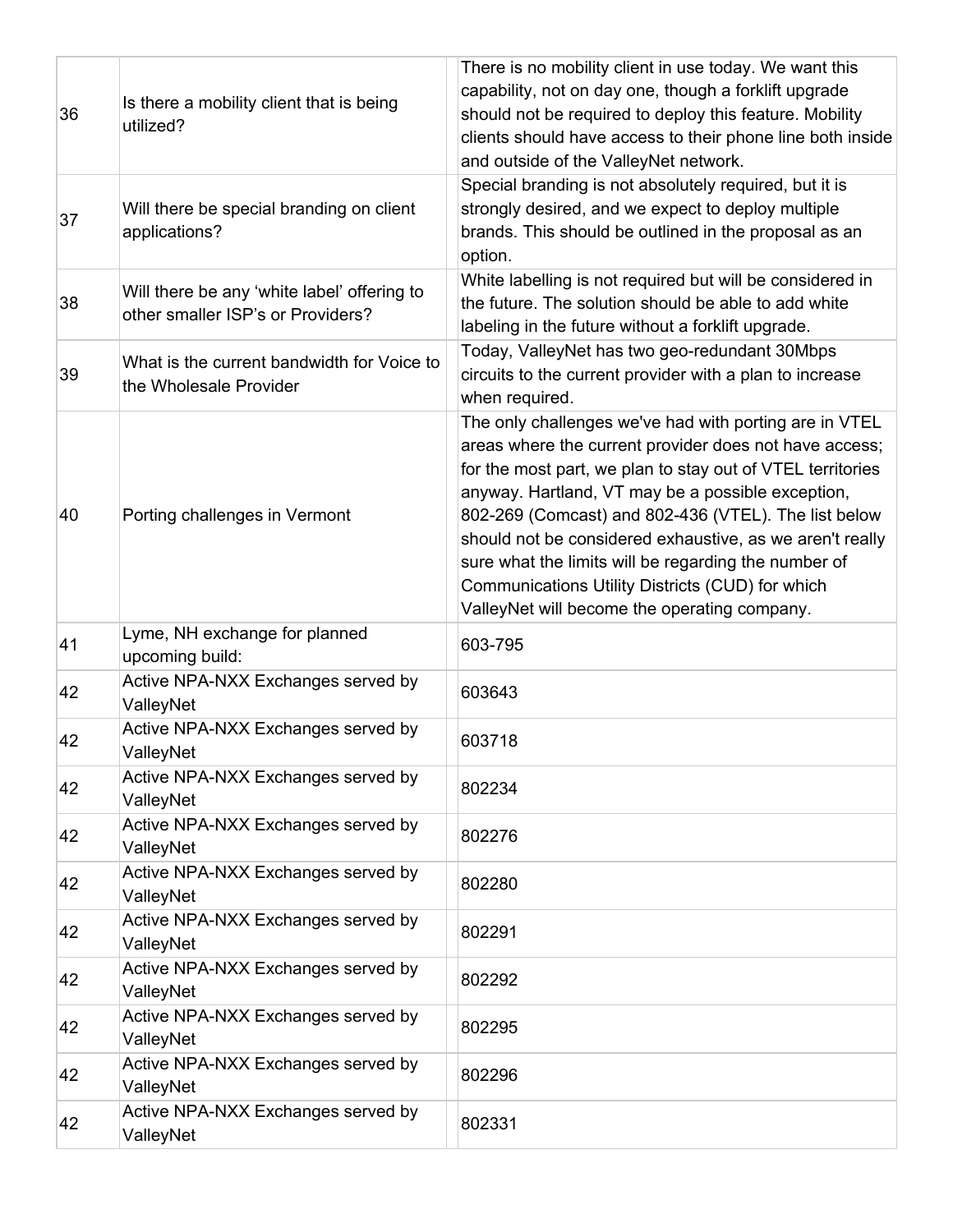| | | | |
|---|---|---|---|
| 36 | Is there a mobility client that is being utilized? | | There is no mobility client in use today. We want this capability, not on day one, though a forklift upgrade should not be required to deploy this feature. Mobility clients should have access to their phone line both inside and outside of the ValleyNet network. |
| 37 | Will there be special branding on client applications? | | Special branding is not absolutely required, but it is strongly desired, and we expect to deploy multiple brands. This should be outlined in the proposal as an option. |
| 38 | Will there be any 'white label' offering to other smaller ISP's or Providers? | | White labelling is not required but will be considered in the future. The solution should be able to add white labeling in the future without a forklift upgrade. |
| 39 | What is the current bandwidth for Voice to the Wholesale Provider | | Today, ValleyNet has two geo-redundant 30Mbps circuits to the current provider with a plan to increase when required. |
| 40 | Porting challenges in Vermont | | The only challenges we've had with porting are in VTEL areas where the current provider does not have access; for the most part, we plan to stay out of VTEL territories anyway. Hartland, VT may be a possible exception, 802-269 (Comcast) and 802-436 (VTEL). The list below should not be considered exhaustive, as we aren't really sure what the limits will be regarding the number of Communications Utility Districts (CUD) for which ValleyNet will become the operating company. |
| 41 | Lyme, NH exchange for planned upcoming build: | | 603-795 |
| 42 | Active NPA-NXX Exchanges served by ValleyNet | | 603643 |
| 42 | Active NPA-NXX Exchanges served by ValleyNet | | 603718 |
| 42 | Active NPA-NXX Exchanges served by ValleyNet | | 802234 |
| 42 | Active NPA-NXX Exchanges served by ValleyNet | | 802276 |
| 42 | Active NPA-NXX Exchanges served by ValleyNet | | 802280 |
| 42 | Active NPA-NXX Exchanges served by ValleyNet | | 802291 |
| 42 | Active NPA-NXX Exchanges served by ValleyNet | | 802292 |
| 42 | Active NPA-NXX Exchanges served by ValleyNet | | 802295 |
| 42 | Active NPA-NXX Exchanges served by ValleyNet | | 802296 |
| 42 | Active NPA-NXX Exchanges served by ValleyNet | | 802331 |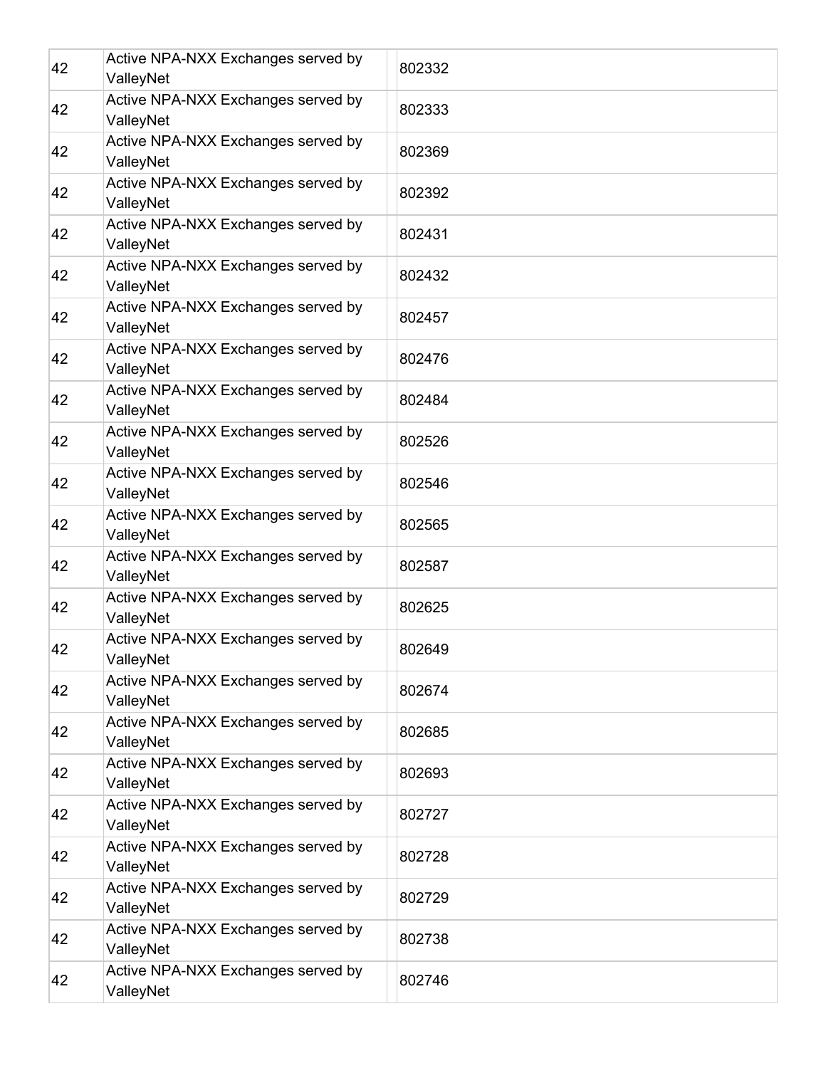| | | | |
|---|---|---|---|
| 42 | Active NPA-NXX Exchanges served by ValleyNet | | 802332 |
| 42 | Active NPA-NXX Exchanges served by ValleyNet | | 802333 |
| 42 | Active NPA-NXX Exchanges served by ValleyNet | | 802369 |
| 42 | Active NPA-NXX Exchanges served by ValleyNet | | 802392 |
| 42 | Active NPA-NXX Exchanges served by ValleyNet | | 802431 |
| 42 | Active NPA-NXX Exchanges served by ValleyNet | | 802432 |
| 42 | Active NPA-NXX Exchanges served by ValleyNet | | 802457 |
| 42 | Active NPA-NXX Exchanges served by ValleyNet | | 802476 |
| 42 | Active NPA-NXX Exchanges served by ValleyNet | | 802484 |
| 42 | Active NPA-NXX Exchanges served by ValleyNet | | 802526 |
| 42 | Active NPA-NXX Exchanges served by ValleyNet | | 802546 |
| 42 | Active NPA-NXX Exchanges served by ValleyNet | | 802565 |
| 42 | Active NPA-NXX Exchanges served by ValleyNet | | 802587 |
| 42 | Active NPA-NXX Exchanges served by ValleyNet | | 802625 |
| 42 | Active NPA-NXX Exchanges served by ValleyNet | | 802649 |
| 42 | Active NPA-NXX Exchanges served by ValleyNet | | 802674 |
| 42 | Active NPA-NXX Exchanges served by ValleyNet | | 802685 |
| 42 | Active NPA-NXX Exchanges served by ValleyNet | | 802693 |
| 42 | Active NPA-NXX Exchanges served by ValleyNet | | 802727 |
| 42 | Active NPA-NXX Exchanges served by ValleyNet | | 802728 |
| 42 | Active NPA-NXX Exchanges served by ValleyNet | | 802729 |
| 42 | Active NPA-NXX Exchanges served by ValleyNet | | 802738 |
| 42 | Active NPA-NXX Exchanges served by ValleyNet | | 802746 |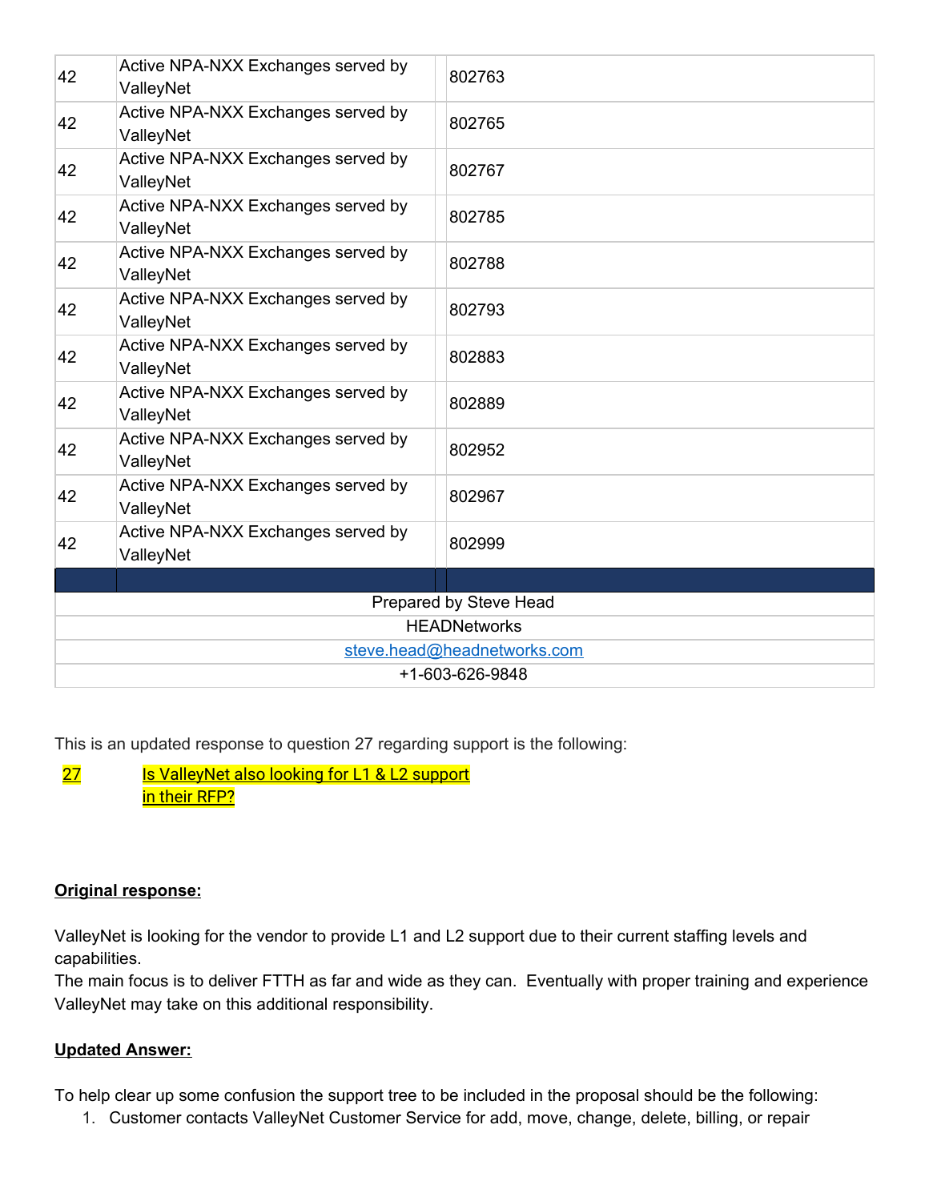| | | | |
|---|---|---|---|
| 42 | Active NPA-NXX Exchanges served by ValleyNet | | 802763 |
| 42 | Active NPA-NXX Exchanges served by ValleyNet | | 802765 |
| 42 | Active NPA-NXX Exchanges served by ValleyNet | | 802767 |
| 42 | Active NPA-NXX Exchanges served by ValleyNet | | 802785 |
| 42 | Active NPA-NXX Exchanges served by ValleyNet | | 802788 |
| 42 | Active NPA-NXX Exchanges served by ValleyNet | | 802793 |
| 42 | Active NPA-NXX Exchanges served by ValleyNet | | 802883 |
| 42 | Active NPA-NXX Exchanges served by ValleyNet | | 802889 |
| 42 | Active NPA-NXX Exchanges served by ValleyNet | | 802952 |
| 42 | Active NPA-NXX Exchanges served by ValleyNet | | 802967 |
| 42 | Active NPA-NXX Exchanges served by ValleyNet | | 802999 |

Prepared by Steve Head
HEADNetworks
steve.head@headnetworks.com
+1-603-626-9848

This is an updated response to question 27 regarding support is the following:

27 Is ValleyNet also looking for L1 & L2 support in their RFP?

**Original response:**

ValleyNet is looking for the vendor to provide L1 and L2 support due to their current staffing levels and capabilities.
The main focus is to deliver FTTH as far and wide as they can. Eventually with proper training and experience ValleyNet may take on this additional responsibility.

**Updated Answer:**

To help clear up some confusion the support tree to be included in the proposal should be the following:

1. Customer contacts ValleyNet Customer Service for add, move, change, delete, billing, or repair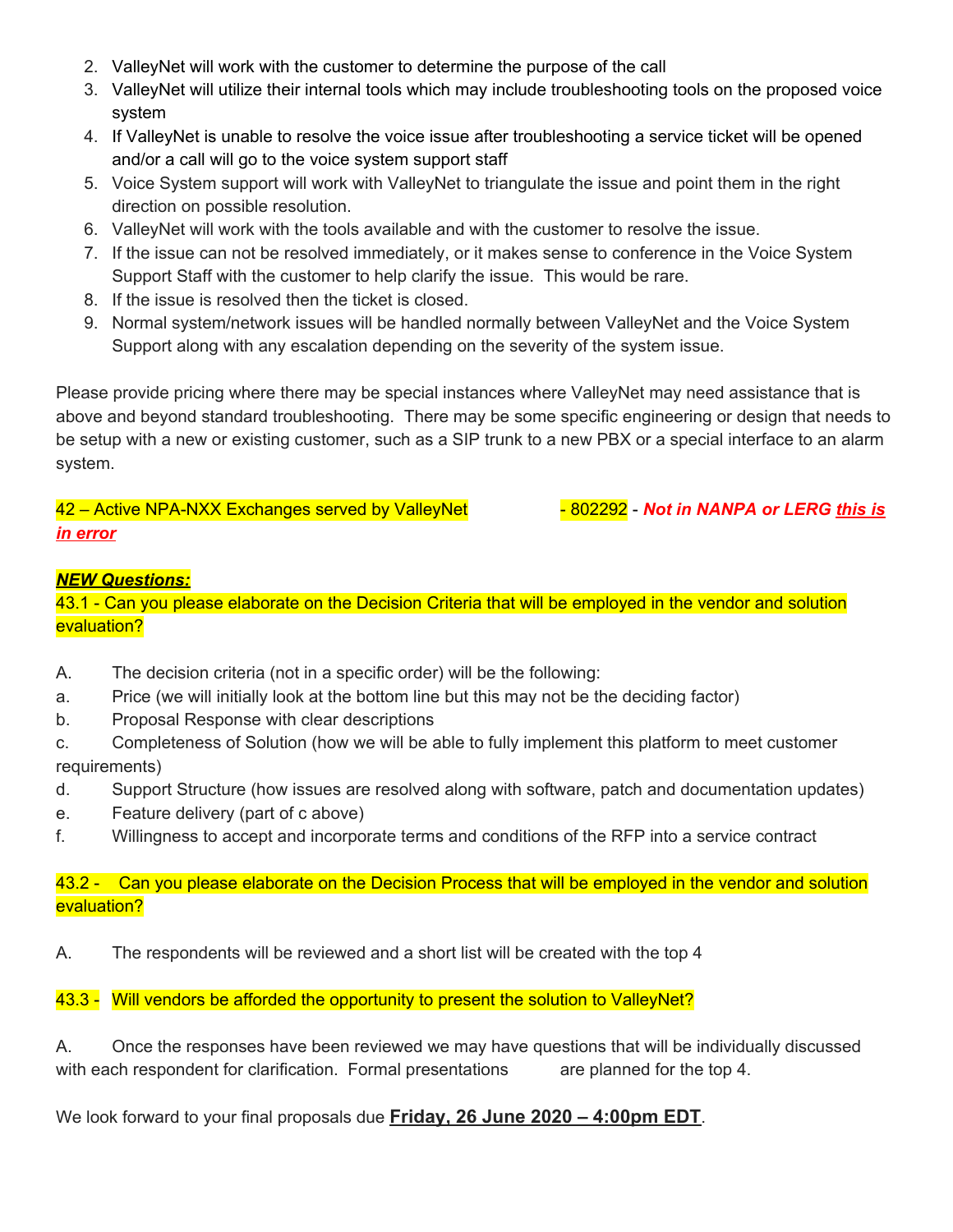2. ValleyNet will work with the customer to determine the purpose of the call
3. ValleyNet will utilize their internal tools which may include troubleshooting tools on the proposed voice system
4. If ValleyNet is unable to resolve the voice issue after troubleshooting a service ticket will be opened and/or a call will go to the voice system support staff
5. Voice System support will work with ValleyNet to triangulate the issue and point them in the right direction on possible resolution.
6. ValleyNet will work with the tools available and with the customer to resolve the issue.
7. If the issue can not be resolved immediately, or it makes sense to conference in the Voice System Support Staff with the customer to help clarify the issue. This would be rare.
8. If the issue is resolved then the ticket is closed.
9. Normal system/network issues will be handled normally between ValleyNet and the Voice System Support along with any escalation depending on the severity of the system issue.

Please provide pricing where there may be special instances where ValleyNet may need assistance that is above and beyond standard troubleshooting. There may be some specific engineering or design that needs to be setup with a new or existing customer, such as a SIP trunk to a new PBX or a special interface to an alarm system.

42 – Active NPA-NXX Exchanges served by ValleyNet - 802292 - ***Not in NANPA or LERG <u>this is in error</u>***

***<u>NEW Questions:</u>***

43.1 - Can you please elaborate on the Decision Criteria that will be employed in the vendor and solution evaluation?

A. The decision criteria (not in a specific order) will be the following:

a. Price (we will initially look at the bottom line but this may not be the deciding factor)

b. Proposal Response with clear descriptions

c. Completeness of Solution (how we will be able to fully implement this platform to meet customer requirements)

d. Support Structure (how issues are resolved along with software, patch and documentation updates)

e. Feature delivery (part of c above)

f. Willingness to accept and incorporate terms and conditions of the RFP into a service contract

43.2 - Can you please elaborate on the Decision Process that will be employed in the vendor and solution evaluation?

A. The respondents will be reviewed and a short list will be created with the top 4

43.3 - Will vendors be afforded the opportunity to present the solution to ValleyNet?

A. Once the responses have been reviewed we may have questions that will be individually discussed with each respondent for clarification. Formal presentations are planned for the top 4.

We look forward to your final proposals due **<u>Friday, 26 June 2020 – 4:00pm EDT</u>**.